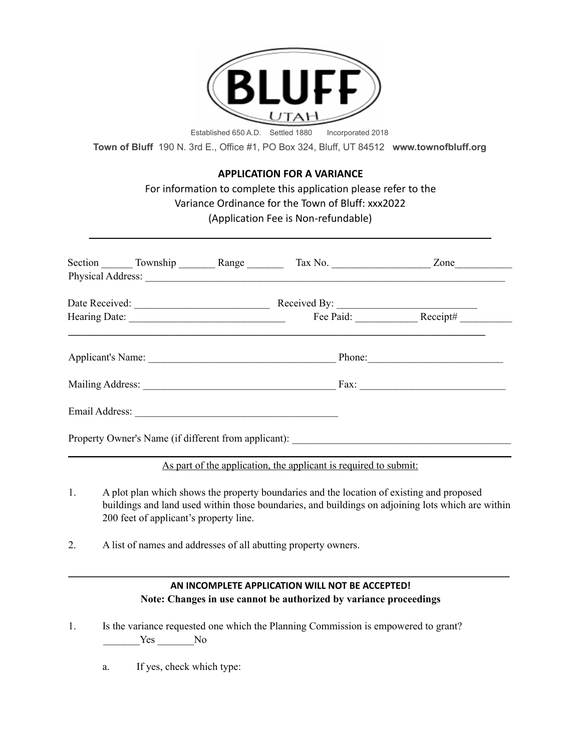BLUFF
UTAH

Established 650 A.D.    Settled 1880    Incorporated 2018

**Town of Bluff** 190 N. 3rd E., Office #1, PO Box 324, Bluff, UT 84512 **www.townofbluff.org**

## APPLICATION FOR A VARIANCE

For information to complete this application please refer to the Variance Ordinance for the Town of Bluff: xxx2022

(Application Fee is Non-refundable)

---

Section ______ Township _______ Range _______ Tax No. __________________ Zone__________

Physical Address: ______________________________________________________________________

Date Received: _________________________ Received By: _________________________

Hearing Date: _____________________________ Fee Paid: ___________ Receipt# __________

---

Applicant's Name: ___________________________________ Phone:_________________________

Mailing Address: ____________________________________ Fax: ___________________________

Email Address: ______________________________________

Property Owner's Name (if different from applicant): _________________________________________

---

As part of the application, the applicant is required to submit:

1. A plot plan which shows the property boundaries and the location of existing and proposed buildings and land used within those boundaries, and buildings on adjoining lots which are within 200 feet of applicant's property line.

2. A list of names and addresses of all abutting property owners.

---

**AN INCOMPLETE APPLICATION WILL NOT BE ACCEPTED!**

**Note: Changes in use cannot be authorized by variance proceedings**

1. Is the variance requested one which the Planning Commission is empowered to grant?
   _______Yes _______No

   a. If yes, check which type: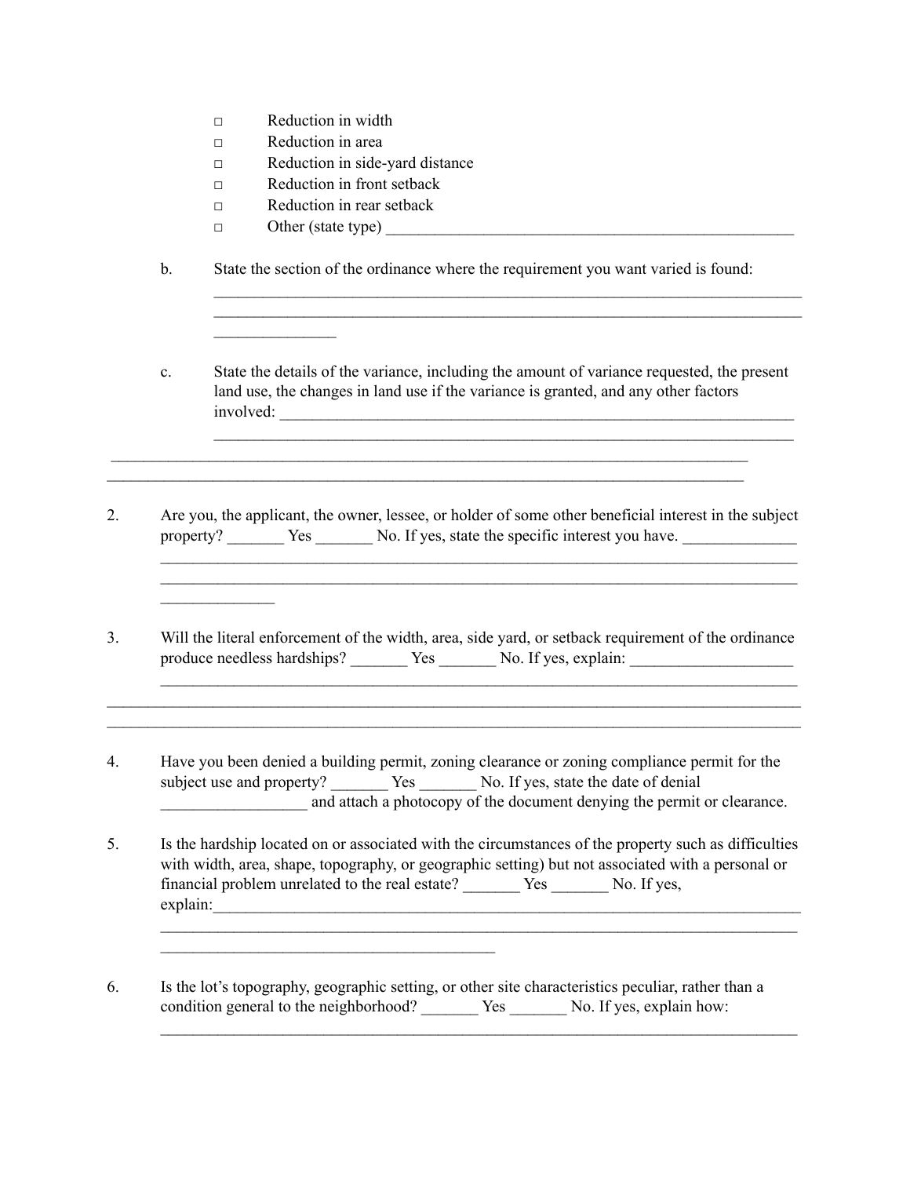- ☐ Reduction in width
- ☐ Reduction in area
- ☐ Reduction in side-yard distance
- ☐ Reduction in front setback
- ☐ Reduction in rear setback
- ☐ Other (state type) ____________________________________________________

b. State the section of the ordinance where the requirement you want varied is found:
___________________________________________________________________________
___________________________________________________________________________
_______________

c. State the details of the variance, including the amount of variance requested, the present land use, the changes in land use if the variance is granted, and any other factors involved: ___________________________________________________________________
___________________________________________________________________________
___________________________________________________________________________
___________________________________________________________________________

2. Are you, the applicant, the owner, lessee, or holder of some other beneficial interest in the subject property? _______ Yes _______ No. If yes, state the specific interest you have. ______________
___________________________________________________________________________
___________________________________________________________________________
______________

3. Will the literal enforcement of the width, area, side yard, or setback requirement of the ordinance produce needless hardships? _______ Yes _______ No. If yes, explain: ____________________
___________________________________________________________________________
___________________________________________________________________________
___________________________________________________________________________

4. Have you been denied a building permit, zoning clearance or zoning compliance permit for the subject use and property? _______ Yes _______ No. If yes, state the date of denial __________________ and attach a photocopy of the document denying the permit or clearance.

5. Is the hardship located on or associated with the circumstances of the property such as difficulties with width, area, shape, topography, or geographic setting) but not associated with a personal or financial problem unrelated to the real estate? _______ Yes _______ No. If yes, explain:___________________________________________________________________________
___________________________________________________________________________
__________________________________________

6. Is the lot's topography, geographic setting, or other site characteristics peculiar, rather than a condition general to the neighborhood? _______ Yes _______ No. If yes, explain how:
___________________________________________________________________________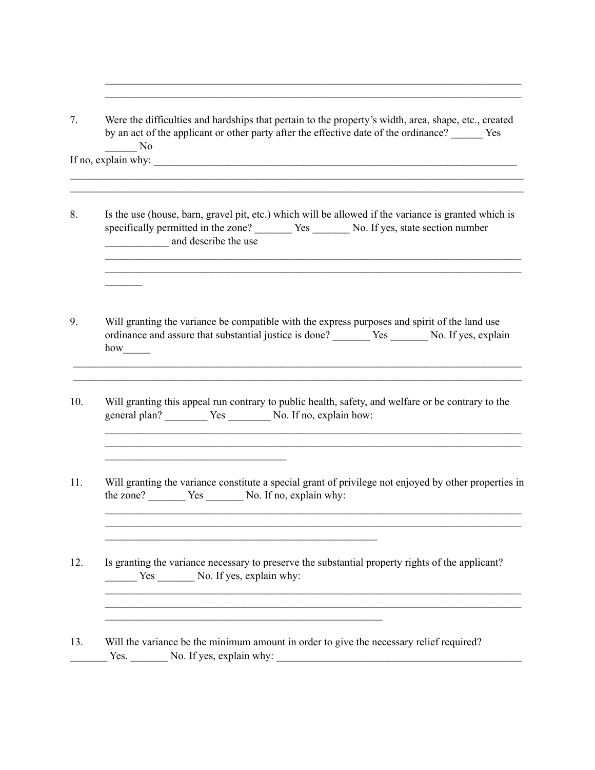________________________________________________________________________________
________________________________________________________________________________

7. Were the difficulties and hardships that pertain to the property's width, area, shape, etc., created by an act of the applicant or other party after the effective date of the ordinance? ______ Yes ______ No

If no, explain why: ______________________________________________________________________
________________________________________________________________________________________
________________________________________________________________________________________

8. Is the use (house, barn, gravel pit, etc.) which will be allowed if the variance is granted which is specifically permitted in the zone? _______ Yes _______ No. If yes, state section number ____________ and describe the use
________________________________________________________________________________
________________________________________________________________________________
_______

9. Will granting the variance be compatible with the express purposes and spirit of the land use ordinance and assure that substantial justice is done? _______ Yes _______ No. If yes, explain how_____
________________________________________________________________________________________
________________________________________________________________________________________

10. Will granting this appeal run contrary to public health, safety, and welfare or be contrary to the general plan? ________ Yes ________ No. If no, explain how:
________________________________________________________________________________
________________________________________________________________________________
__________________________________

11. Will granting the variance constitute a special grant of privilege not enjoyed by other properties in the zone? _______ Yes _______ No. If no, explain why:
________________________________________________________________________________
________________________________________________________________________________
___________________________________________________

12. Is granting the variance necessary to preserve the substantial property rights of the applicant? ______ Yes _______ No. If yes, explain why:
________________________________________________________________________________
________________________________________________________________________________
____________________________________________________

13. Will the variance be the minimum amount in order to give the necessary relief required? _______ Yes. _______ No. If yes, explain why: _______________________________________________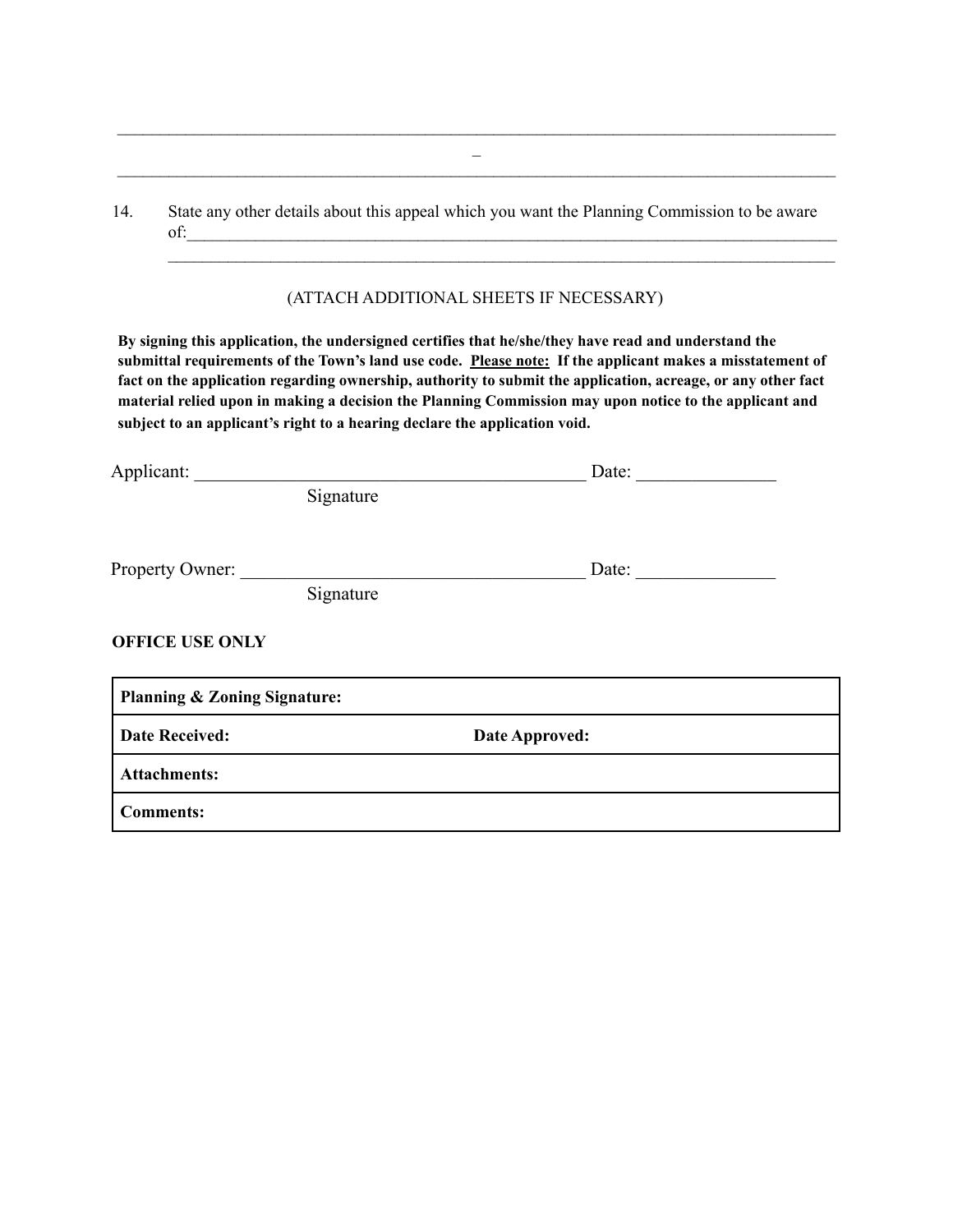______________________________________________________________________________
_
______________________________________________________________________________

14. State any other details about this appeal which you want the Planning Commission to be aware of:_____________________________________________________________________________
______________________________________________________________________________

(ATTACH ADDITIONAL SHEETS IF NECESSARY)

**By signing this application, the undersigned certifies that he/she/they have read and understand the submittal requirements of the Town's land use code. Please note: If the applicant makes a misstatement of fact on the application regarding ownership, authority to submit the application, acreage, or any other fact material relied upon in making a decision the Planning Commission may upon notice to the applicant and subject to an applicant's right to a hearing declare the application void.**

Applicant: ___________________________________________ Date: _______________
Signature

Property Owner: _____________________________________ Date: _______________
Signature

**OFFICE USE ONLY**

| | |
|---|---|
| **Planning & Zoning Signature:** | |
| **Date Received:** | **Date Approved:** |
| **Attachments:** | |
| **Comments:** | |